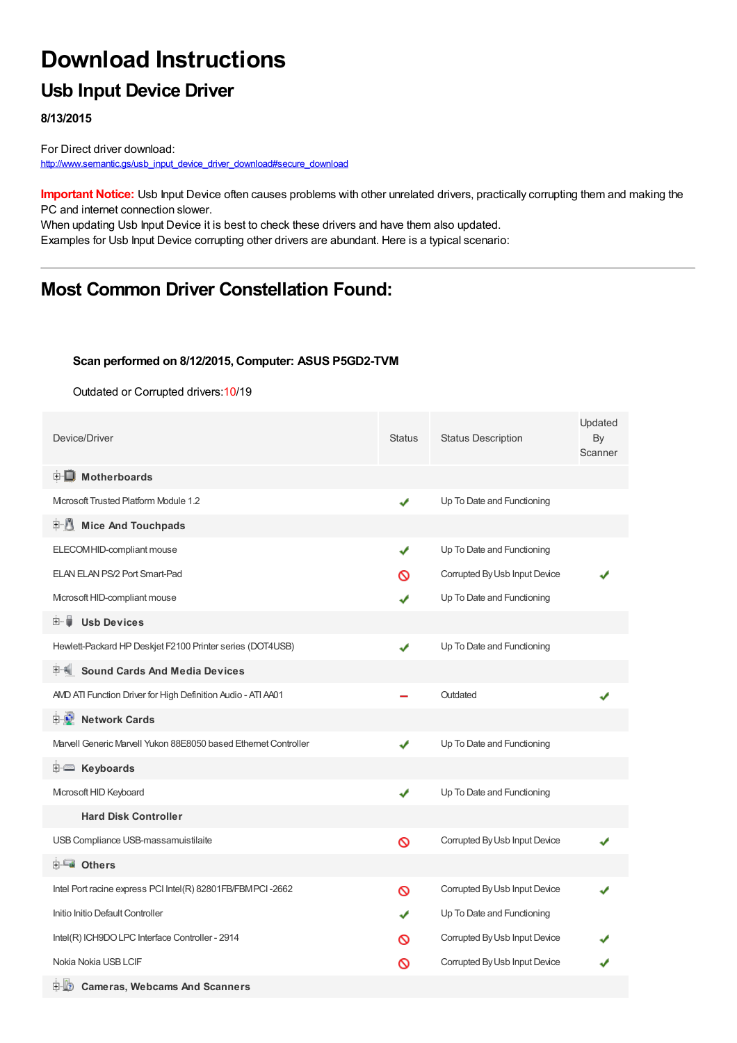# Download Instructions

## Usb Input Device Driver

**8/13/2015**

For Direct driver download:
http://www.semantic.gs/usb_input_device_driver_download#secure_download

**Important Notice:** Usb Input Device often causes problems with other unrelated drivers, practically corrupting them and making the PC and internet connection slower.
When updating Usb Input Device it is best to check these drivers and have them also updated.
Examples for Usb Input Device corrupting other drivers are abundant. Here is a typical scenario:

---

## Most Common Driver Constellation Found:

**Scan performed on 8/12/2015, Computer: ASUS P5GD2-TVM**

Outdated or Corrupted drivers:10/19

| Device/Driver | Status | Status Description | Updated By Scanner |
|---|---|---|---|
| **Motherboards** | | | |
| Microsoft Trusted Platform Module 1.2 | ✔ | Up To Date and Functioning | |
| **Mice And Touchpads** | | | |
| ELECOM HID-compliant mouse | ✔ | Up To Date and Functioning | |
| ELAN ELAN PS/2 Port Smart-Pad | ⊘ | Corrupted By Usb Input Device | ✔ |
| Microsoft HID-compliant mouse | ✔ | Up To Date and Functioning | |
| **Usb Devices** | | | |
| Hewlett-Packard HP Deskjet F2100 Printer series (DOT4USB) | ✔ | Up To Date and Functioning | |
| **Sound Cards And Media Devices** | | | |
| AMD ATI Function Driver for High Definition Audio - ATI AA01 | – | Outdated | ✔ |
| **Network Cards** | | | |
| Marvell Generic Marvell Yukon 88E8050 based Ethernet Controller | ✔ | Up To Date and Functioning | |
| **Keyboards** | | | |
| Microsoft HID Keyboard | ✔ | Up To Date and Functioning | |
| **Hard Disk Controller** | | | |
| USB Compliance USB-massamuistilaite | ⊘ | Corrupted By Usb Input Device | ✔ |
| **Others** | | | |
| Intel Port racine express PCI Intel(R) 82801FB/FBM PCI -2662 | ⊘ | Corrupted By Usb Input Device | ✔ |
| Initio Initio Default Controller | ✔ | Up To Date and Functioning | |
| Intel(R) ICH9DO LPC Interface Controller - 2914 | ⊘ | Corrupted By Usb Input Device | ✔ |
| Nokia Nokia USB LCIF | ⊘ | Corrupted By Usb Input Device | ✔ |
| **Cameras, Webcams And Scanners** | | | |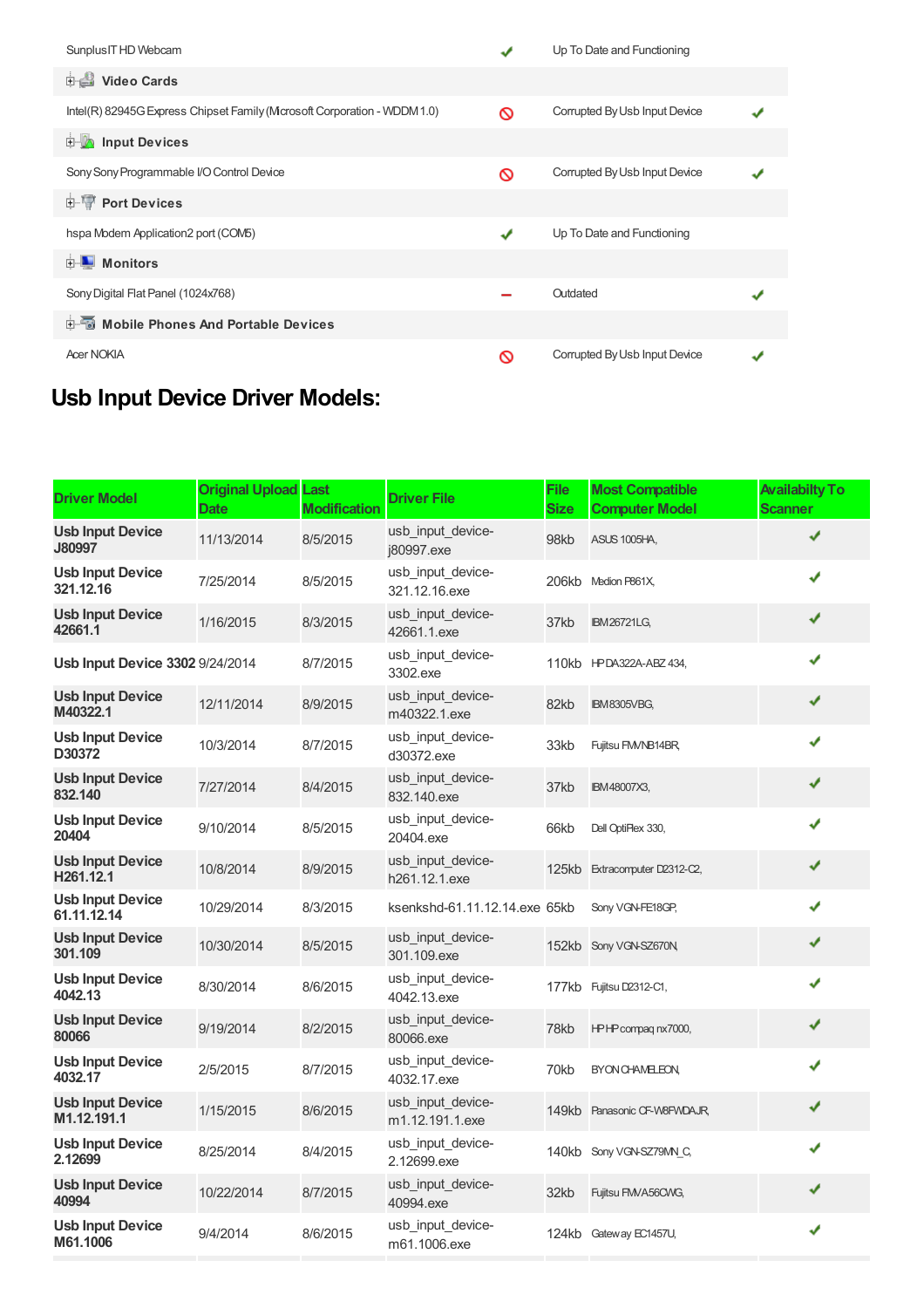| | | | |
|---|---|---|---|
| SunplusIT HD Webcam | ✔ | Up To Date and Functioning | |
| **Video Cards** | | | |
| Intel(R) 82945G Express Chipset Family (Microsoft Corporation - WDDM 1.0) | 🚫 | Corrupted By Usb Input Device | ✔ |
| **Input Devices** | | | |
| Sony Sony Programmable I/O Control Device | 🚫 | Corrupted By Usb Input Device | ✔ |
| **Port Devices** | | | |
| hspa Modem Application2 port (COM5) | ✔ | Up To Date and Functioning | |
| **Monitors** | | | |
| Sony Digital Flat Panel (1024x768) | – | Outdated | ✔ |
| **Mobile Phones And Portable Devices** | | | |
| Acer NOKIA | 🚫 | Corrupted By Usb Input Device | ✔ |

## Usb Input Device Driver Models:

| Driver Model | Original Upload Date | Last Modification | Driver File | File Size | Most Compatible Computer Model | Availabilty To Scanner |
|---|---|---|---|---|---|---|
| **Usb Input Device J80997** | 11/13/2014 | 8/5/2015 | usb_input_device-j80997.exe | 98kb | ASUS 1005HA, | ✔ |
| **Usb Input Device 321.12.16** | 7/25/2014 | 8/5/2015 | usb_input_device-321.12.16.exe | 206kb | Medion P861X, | ✔ |
| **Usb Input Device 42661.1** | 1/16/2015 | 8/3/2015 | usb_input_device-42661.1.exe | 37kb | IBM26721LG, | ✔ |
| **Usb Input Device 3302** | 9/24/2014 | 8/7/2015 | usb_input_device-3302.exe | 110kb | HP DA322A-ABZ 434, | ✔ |
| **Usb Input Device M40322.1** | 12/11/2014 | 8/9/2015 | usb_input_device-m40322.1.exe | 82kb | IBM8305VBG, | ✔ |
| **Usb Input Device D30372** | 10/3/2014 | 8/7/2015 | usb_input_device-d30372.exe | 33kb | Fujitsu FMVNB14BR, | ✔ |
| **Usb Input Device 832.140** | 7/27/2014 | 8/4/2015 | usb_input_device-832.140.exe | 37kb | IBM48007X3, | ✔ |
| **Usb Input Device 20404** | 9/10/2014 | 8/5/2015 | usb_input_device-20404.exe | 66kb | Dell OptiFlex 330, | ✔ |
| **Usb Input Device H261.12.1** | 10/8/2014 | 8/9/2015 | usb_input_device-h261.12.1.exe | 125kb | Extracomputer D2312-C2, | ✔ |
| **Usb Input Device 61.11.12.14** | 10/29/2014 | 8/3/2015 | ksenkshd-61.11.12.14.exe | 65kb | Sony VGN-FE18GP, | ✔ |
| **Usb Input Device 301.109** | 10/30/2014 | 8/5/2015 | usb_input_device-301.109.exe | 152kb | Sony VGN-SZ670N, | ✔ |
| **Usb Input Device 4042.13** | 8/30/2014 | 8/6/2015 | usb_input_device-4042.13.exe | 177kb | Fujitsu D2312-C1, | ✔ |
| **Usb Input Device 80066** | 9/19/2014 | 8/2/2015 | usb_input_device-80066.exe | 78kb | HP HP compaq nx7000, | ✔ |
| **Usb Input Device 4032.17** | 2/5/2015 | 8/7/2015 | usb_input_device-4032.17.exe | 70kb | BYON CHAMELEON, | ✔ |
| **Usb Input Device M1.12.191.1** | 1/15/2015 | 8/6/2015 | usb_input_device-m1.12.191.1.exe | 149kb | Panasonic CF-W8FWDAJR, | ✔ |
| **Usb Input Device 2.12699** | 8/25/2014 | 8/4/2015 | usb_input_device-2.12699.exe | 140kb | Sony VGN-SZ79MN_C, | ✔ |
| **Usb Input Device 40994** | 10/22/2014 | 8/7/2015 | usb_input_device-40994.exe | 32kb | Fujitsu FMVA56CWG, | ✔ |
| **Usb Input Device M61.1006** | 9/4/2014 | 8/6/2015 | usb_input_device-m61.1006.exe | 124kb | Gateway EC1457U, | ✔ |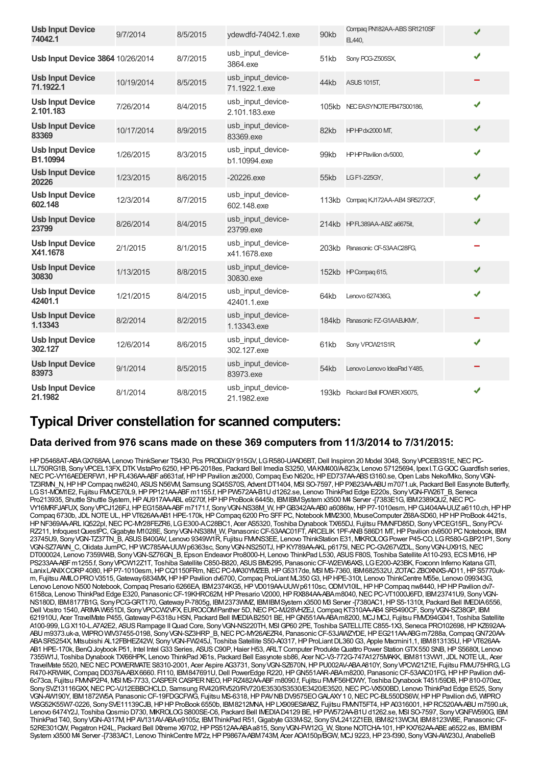| Usb Input Device 74042.1 | 9/7/2014 | 8/5/2015 | ydewdfd-74042.1.exe | 90kb | Compaq PN182AA-ABS SR1210SF EL440, | ✔ |
|---|---|---|---|---|---|---|
| Usb Input Device 3864 | 10/26/2014 | 8/7/2015 | usb_input_device-3864.exe | 51kb | Sony PCG-Z505SX, | ✔ |
| Usb Input Device 71.1922.1 | 10/19/2014 | 8/5/2015 | usb_input_device-71.1922.1.exe | 44kb | ASUS 1015T, | ━ |
| Usb Input Device 2.101.183 | 7/26/2014 | 8/4/2015 | usb_input_device-2.101.183.exe | 105kb | NEC EASYNOTE PB47S00186, | ✔ |
| Usb Input Device 83369 | 10/17/2014 | 8/9/2015 | usb_input_device-83369.exe | 82kb | HP HP dx2000 MT, | ✔ |
| Usb Input Device B1.10994 | 1/26/2015 | 8/3/2015 | usb_input_device-b1.10994.exe | 99kb | HP HP Pavilion dv5000, | ✔ |
| Usb Input Device 20226 | 1/23/2015 | 8/6/2015 | -20226.exe | 55kb | LG F1-225GY, | ✔ |
| Usb Input Device 602.148 | 12/3/2014 | 8/7/2015 | usb_input_device-602.148.exe | 113kb | Compaq KJ172AA-AB4 SR5272CF, | ✔ |
| Usb Input Device 23799 | 8/26/2014 | 8/4/2015 | usb_input_device-23799.exe | 214kb | HP FL389AA-ABZ a6675it, | ✔ |
| Usb Input Device X41.1678 | 2/1/2015 | 8/1/2015 | usb_input_device-x41.1678.exe | 203kb | Panasonic CF-53AAC28FG, | ━ |
| Usb Input Device 30830 | 1/13/2015 | 8/8/2015 | usb_input_device-30830.exe | 152kb | HP Compaq 615, | ✔ |
| Usb Input Device 42401.1 | 1/21/2015 | 8/4/2015 | usb_input_device-42401.1.exe | 64kb | Lenovo 627436G, | ✔ |
| Usb Input Device 1.13343 | 8/2/2014 | 8/2/2015 | usb_input_device-1.13343.exe | 184kb | Panasonic FZ-G1AABJKMY, | ━ |
| Usb Input Device 302.127 | 12/6/2014 | 8/6/2015 | usb_input_device-302.127.exe | 61kb | Sony VPCW21S1R, | ✔ |
| Usb Input Device 83973 | 9/1/2014 | 8/5/2015 | usb_input_device-83973.exe | 54kb | Lenovo Lenovo IdeaPad Y485, | ━ |
| Usb Input Device 21.1982 | 8/1/2014 | 8/8/2015 | usb_input_device-21.1982.exe | 193kb | Packard Bell IPOWER X9075, | ✔ |

## Typical Driver constellation for scanned computers:

### Data derived from 976 scans made on these 369 computers from 11/3/2014 to 7/31/2015:

HP D5468AT-ABA GX768AA, Lenovo ThinkServer TS430, Pcs PRODiiGY 915GV, LG R580-UAAD6BT, Dell Inspiron 20 Model 3048, Sony VPCEB3S1E, NEC PC-LL750RG1B, Sony VPCEL13FX, DTK VistaPro 6250, HP P6-2018es, Packard Bell Imedia S3250, VIA KM400/A-823x, Lenovo 57125694, Ipex I.T.G GOC Guardfish series, NEC PC-VY16AEDERFW1, HP FL436AA-ABF a6631af, HP HP Pavilion ze2000, Compaq Evo N620c, HP ED737AA-ABS t3160.se, Open Labs Neko/Miko, Sony VGN-TZ3RMN_N, HP HP Compaq nw8240, ASUS N56VM, Samsung SQ45S70S, Advent DT1404, MSI SO-7597, HP PX623AA-ABU m7071.uk, Packard Bell Easynote Butterfly, LG S1-MOM1E2, Fujitsu FMVCE70L9, HP PP121AA-ABF m1155.f, HP PW572AA-B1U d1262.se, Lenovo ThinkPad Edge E220s, Sony VGN-FW26T_B, Seneca Pro213935, Shuttle Shuttle System, HP AU917AA-ABL e9270f, HP HP ProBook 6445b, IBM IBM System x3500 M4 Server -[7383E1G, IBM 2389QU2, NEC PC-VY16MRFJAFUX, Sony VPCJ126FJ, HP EG158AA-ABF m7171.f, Sony VGN-NS38M_W, HP GB342AA-AB0 a6086tw, HP P7-1010esm, HP GJ404AA-UUZ a6110.ch, HP HP Compaq 6730b, JDL NOTE UL, HP VT626AA-AB1 HPE-170k, HP Compaq 6200 Pro SFF PC, Notebook MIM2300, MouseComputer Z68A-SD60, HP HP ProBook 4421s, HP NF369AA-ARL IQ522pl, NEC PC-MY28FEZR6, LG E300-A.C28BC1, Acer AS5320, Toshiba Dynabook TX65DJ, Fujitsu FMVNFD85D, Sony VPCEG15FL, Sony PCV-RZ211, Infoquest QuestPC, Gigabyte M1028E, Sony VGN-NS38M_W, Panasonic CF-53AAC01FT, ARCELIK 1PF-ANB 586D1 MT, HP Pavilion dv9500 PC Notebook, IBM 23745U9, Sony VGN-TZ37TN_B, ASUS B400AV, Lenovo 9349W1R, Fujitsu FMVNS3EE, Lenovo ThinkStation E31, MIKROLOG Power P45-CO, LG R580-G.BP21P1, Sony VGN-SZ7AWN_C, Olidata JumPC, HP WC785AA-UUW p6363sc, Sony VGN-NS250TJ, HP KY789AA-AKL p6175l, NEC PC-GV267VZDL, Sony VGN-UX91S, NEC DT000024, Lenovo 7359W4B, Sony VGN-SZ76GN_B, Epson Endeavor Pro8000-H, Lenovo ThinkPad L530, ASUS F80S, Toshiba Satellite A110-293, ECS M916, HP PS233AA-ABF m1255.f, Sony VPCW12Z1T, Toshiba Satellite C850-B820, ASUS BM5295, Panasonic CF-W2EW6AXS, LG E200-A23BK, Foxconn Inferno Katana GTI, Lanix LANIX CORP 4080, HP P7-1010esm, HP CQ1150FRm, NEC PC-MA30YMZEB, HP G5317de, MSI MS-7360, IBM 682532U, ZOTAC ZBOXNXS-AD11, HP S5770uk-m, Fujitsu AMILO PRO V3515, Gateway 6834MX, HP HP Pavilion dv6700, Compaq ProLiant ML350 G3, HP HPE-310t, Lenovo ThinkCentre M55e, Lenovo 099343G, Lenovo Lenovo N500 Notebook, Compaq Presario 6266EA, IBM 2374KG5, HP VD019AA-UUW p6110sc, ODM V10IL, HP HP Compaq nw8440, HP HP Pavilion dv7-6158ca, Lenovo ThinkPad Edge E320, Panasonic CF-19KHRC62M, HP Presario V2000, HP RX884AA-ABA m8040, NEC PC-VT1000J6FD, IBM 23741U9, Sony VGN-NS180D, IBM 8177B1G, Sony PCG-GRT170, Gateway P-7805g, IBM 2373WMZ, IBM IBM System x3500 M3 Server -[7380AC1, HP S5-1310t, Packard Bell IMEDIA 6556, Dell Vostro 1540, ARIMA W651DI, Sony VPCCW2VFX, EUROCOM Panther 5D, NEC PC-MJ28VHZEJ, Compaq KT310AA-AB4 SR5490CF, Sony VGN-SZ38GP, IBM 621910U, Acer TravelMate P455, Gateway P-6318u HSN, Packard Bell IMEDIA B2501 BE, HP GN551AA-ABA m8200, MCJ MCJ, Fujitsu FMVD94G041, Toshiba Satellite A100-999, LG X110-L.A7A2E2, ASUS Rampage II Quad Core, Sony VGN-NS220TH, MSI GP60 2PE, Toshiba SATELLITE C855-1X3, Seneca PRO102698, HP KZ692AA-ABU m9373.uk-a, WIPRO WIV37455-0198, Sony VGN-SZ3HRP_B, NEC PC-MY26AEZR4, Panasonic CF-53JAWZYDE, HP EG211AA-ABG m7288a, Compaq GN720AA-ABA SR5254X, Mitsubishi AL12FBHEZ42W, Sony VGN-FW245J, Toshiba Satellite S50-A0317, HP ProLiant DL360 G3, Apple Macmini1,1, IBM 813135U, HP VT626AA-AB1 HPE-170k, BenQ Joybook P51, Intel Intel G33 Series, ASUS C90P, Haier H53, ARLT Computer Produkte Quattro Power Station GTX 550 SNB, HP S5680t, Lenovo 7355W1J, Toshiba Dynabook TX/66HPK, Lenovo ThinkPad X61s, Packard Bell Easynote sb86, Acer NC-V3-772G-747A1275MAKK, IBM 8113VW1, JDL NOTE UL, Acer TravelMate 5520, NEC NEC POWERMATE S8310-2001, Acer Aspire AG3731, Sony VGN-SZ670N, HP PU002AV-ABA A810Y, Sony VPCW21Z1E, Fujitsu FMVU75HRG, LG R470-KRW4K, Compaq DD376A-ABX 6660. FI110, IBM 847691U, Dell PowerEdge R220, HP GN551AAR-ABA m8200, Panasonic CF-53AAC01FG, HP HP Pavilion dv6-6c73ca, Fujitsu FMVNP2P4, MSI MS-7733, CASPER CASPER NEO, HP RZ482AA-ABF m8090.f, Fujitsu FMVF56HDWY, Toshiba Dynabook T451/59DB, HP 810-070ez, Sony SVZ13116GXX, NEC PC-VJ12EBBCHCLD, Samsung RV420/RV520/RV720/E3530/S3530/E3420/E3520, NEC PC-VX500BD, Lenovo ThinkPad Edge E525, Sony VGN-AW190Y, IBM 1872W5A, Panasonic CF-19FDGCFWG, Fujitsu MS-6318, HP PAVNB DV9575EO GALAXY 1 0, NEC PC-BL550DS6W, HP HP Pavilion dv5, WIPRO WSG52K55W7-0226, Sony SVE11139CJB, HP HP ProBook 6550b, IBM 8212MNA, HP LX909ES#ABZ, Fujitsu FMVNT5FT4, HP A0316001, HP RC520AA-ABU m7590.uk, Lenovo 6474Y2J, Toshiba Qosmio D730, MIKROLOG S800SE-C6, Packard Bell IMEDIA D4129 BE, HP PW572AA-B1U d1262.se, MSI SO-7597, Sony VGNFW590G, IBM ThinkPad T40, Sony VGN-A317M, HP AV131AV-ABA e9105z, IBM ThinkPad R51, Gigabyte G33M-S2, Sony SVL2412Z1EB, IBM 8213WCM, IBM 8123W8E, Panasonic CF-52RE301QW, Pegatron H24L, Packard Bell IXtreme X9702, HP PS512AA-ABA a815, Sony VGN-FW12G_W, Stone NOTCHA-101, HP KX762AA-ABE a6522.es, IBM IBM System x3500 M4 Server -[7383AC1, Lenovo ThinkCentre M72z, HP P9867A-ABM 743M, Acer AOA150p/BGW, MCJ 9223, HP 23-f390, Sony VGN-AW230J, AnabelleB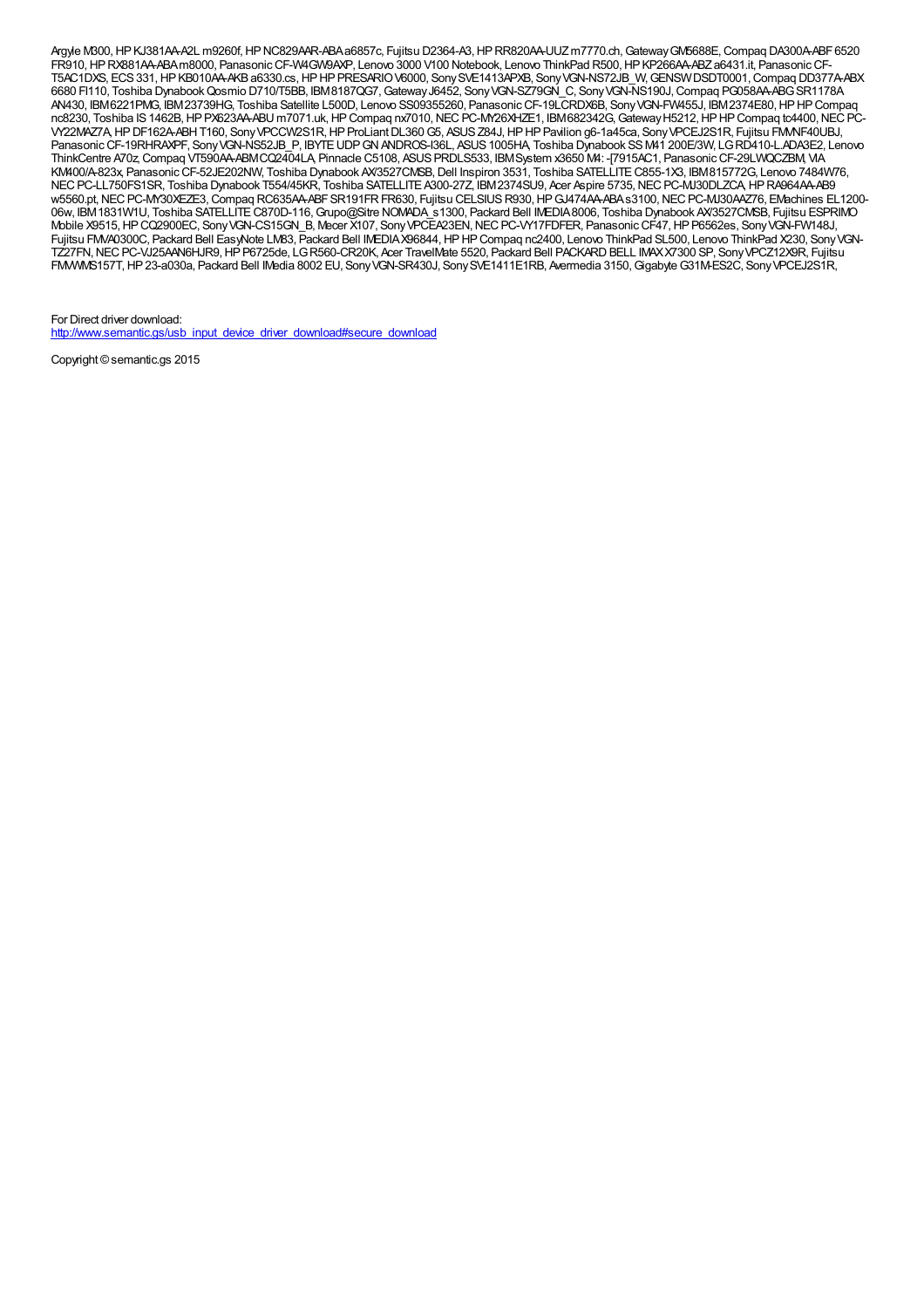Argyle M300, HP KJ381AA-A2L m9260f, HP NC829AAR-ABA a6857c, Fujitsu D2364-A3, HP RR820AA-UUZ m7770.ch, Gateway GM5688E, Compaq DA300A-ABF 6520 FR910, HP RX881AA-ABA m8000, Panasonic CF-W4GW9AXP, Lenovo 3000 V100 Notebook, Lenovo ThinkPad R500, HP KP266AA-ABZ a6431.it, Panasonic CF-T5AC1DXS, ECS 331, HP KB010AA-AKB a6330.cs, HP HP PRESARIO V6000, Sony SVE1413APXB, Sony VGN-NS72JB_W, GENSW DSDT0001, Compaq DD377A-ABX 6680 FI110, Toshiba Dynabook Qosmio D710/T5BB, IBM 8187QG7, Gateway J6452, Sony VGN-SZ79GN_C, Sony VGN-NS190J, Compaq PG058AA-ABG SR1178A AN430, IBM 6221PMG, IBM 23739HG, Toshiba Satellite L500D, Lenovo SS09355260, Panasonic CF-19LCRDX6B, Sony VGN-FW455J, IBM 2374E80, HP HP Compaq nc8230, Toshiba IS 1462B, HP PX623AA-ABU m7071.uk, HP Compaq nx7010, NEC PC-MY26XHZE1, IBM 682342G, Gateway H5212, HP HP Compaq tc4400, NEC PC-VY22MAZ7A, HP DF162A-ABH T160, Sony VPCCW2S1R, HP ProLiant DL360 G5, ASUS Z84J, HP HP Pavilion g6-1a45ca, Sony VPCEJ2S1R, Fujitsu FMVNF40UBJ, Panasonic CF-19RHRAXPF, Sony VGN-NS52JB_P, IBYTE UDP GN ANDROS-I36L, ASUS 1005HA, Toshiba Dynabook SS M41 200E/3W, LG RD410-L.ADA3E2, Lenovo ThinkCentre A70z, Compaq VT590AA-ABM CQ2404LA, Pinnacle C5108, ASUS PRDLS533, IBM System x3650 M4: -[7915AC1, Panasonic CF-29LWQCZBM, VIA KM400/A-823x, Panasonic CF-52JE202NW, Toshiba Dynabook AX/3527CMSB, Dell Inspiron 3531, Toshiba SATELLITE C855-1X3, IBM 815772G, Lenovo 7484W76, NEC PC-LL750FS1SR, Toshiba Dynabook T554/45KR, Toshiba SATELLITE A300-27Z, IBM 2374SU9, Acer Aspire 5735, NEC PC-MJ30DLZCA, HP RA964AA-AB9 w5560.pt, NEC PC-MY30XEZE3, Compaq RC635AA-ABF SR191FR FR630, Fujitsu CELSIUS R930, HP GJ474AA-ABA s3100, NEC PC-MJ30AAZ76, EMachines EL1200-06w, IBM 1831W1U, Toshiba SATELLITE C870D-116, Grupo@Sitre NOMADA_s1300, Packard Bell IMEDIA 8006, Toshiba Dynabook AX/3527CMSB, Fujitsu ESPRIMO Mobile X9515, HP CQ2900EC, Sony VGN-CS15GN_B, Mecer X107, Sony VPCEA23EN, NEC PC-VY17FDFER, Panasonic CF47, HP P6562es, Sony VGN-FW148J, Fujitsu FMVA0300C, Packard Bell EasyNote LM83, Packard Bell IMEDIA X96844, HP HP Compaq nc2400, Lenovo ThinkPad SL500, Lenovo ThinkPad X230, Sony VGN-TZ27FN, NEC PC-VJ25AAN6HJR9, HP P6725de, LG R560-CR20K, Acer TravelMate 5520, Packard Bell PACKARD BELL IMAX X7300 SP, Sony VPCZ12X9R, Fujitsu FMVWMS157T, HP 23-a030a, Packard Bell IMedia 8002 EU, Sony VGN-SR430J, Sony SVE1411E1RB, Avermedia 3150, Gigabyte G31M-ES2C, Sony VPCEJ2S1R,

For Direct driver download:
[http://www.semantic.gs/usb_input_device_driver_download#secure_download](http://www.semantic.gs/usb_input_device_driver_download#secure_download)

Copyright © semantic.gs 2015